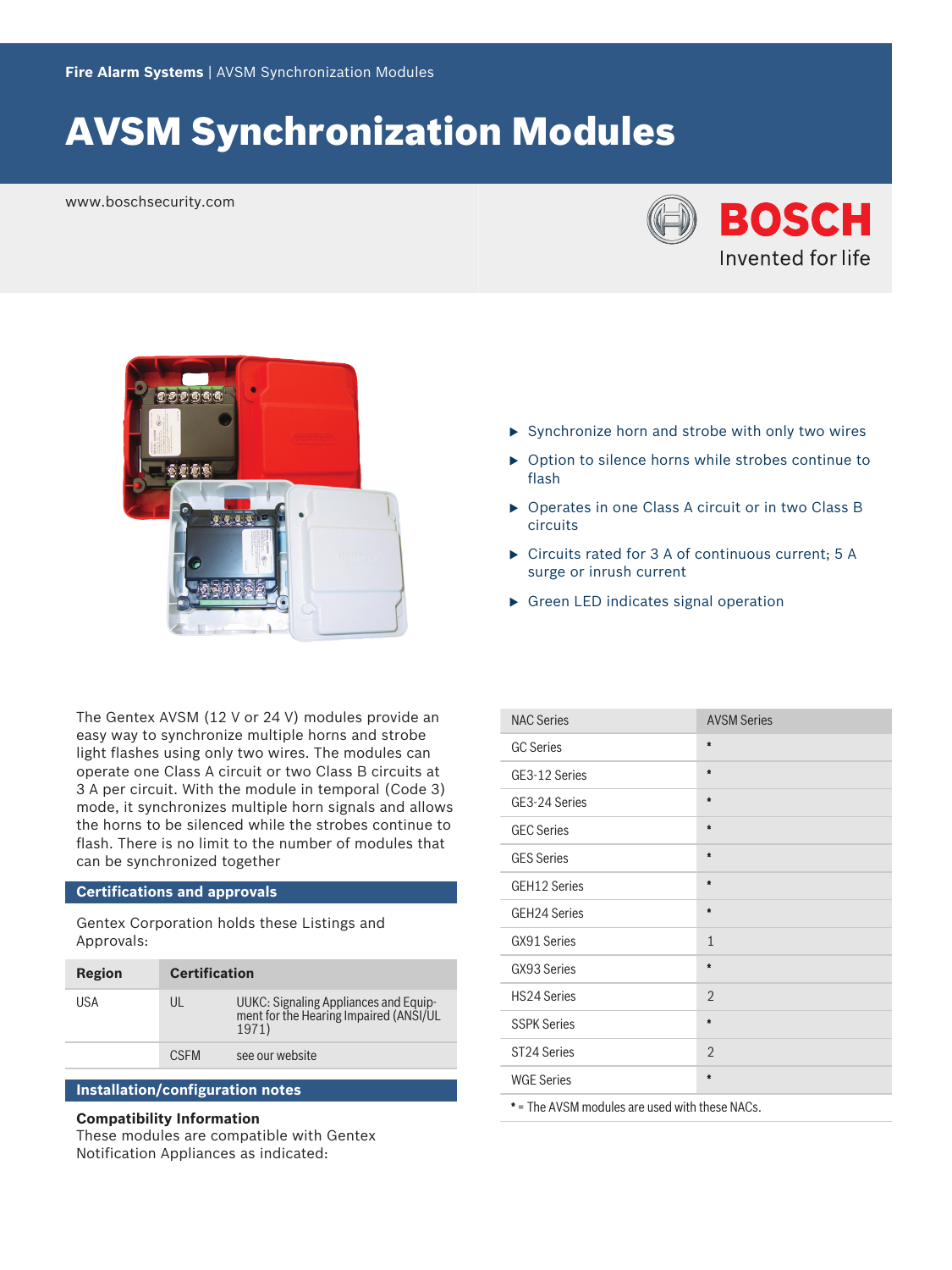Fire Alarm Systems | AVSM Synchronization Modules

# AVSM Synchronization Modules

www.boschsecurity.com

- Synchronize horn and strobe with only two wires
- Option to silence horns while strobes continue to flash
- Operates in one Class A circuit or in two Class B circuits
- Circuits rated for 3 A of continuous current; 5 A surge or inrush current
- Green LED indicates signal operation

The Gentex AVSM (12 V or 24 V) modules provide an easy way to synchronize multiple horns and strobe light flashes using only two wires. The modules can operate one Class A circuit or two Class B circuits at 3 A per circuit. With the module in temporal (Code 3) mode, it synchronizes multiple horn signals and allows the horns to be silenced while the strobes continue to flash. There is no limit to the number of modules that can be synchronized together

## Certifications and approvals

Gentex Corporation holds these Listings and Approvals:

| Region | Certification | |
|---|---|---|
| USA | UL | UUKC: Signaling Appliances and Equipment for the Hearing Impaired (ANSI/UL 1971) |
| | CSFM | see our website |

## Installation/configuration notes

**Compatibility Information**
These modules are compatible with Gentex Notification Appliances as indicated:

| NAC Series | AVSM Series |
|---|---|
| GC Series | * |
| GE3-12 Series | * |
| GE3-24 Series | * |
| GEC Series | * |
| GES Series | * |
| GEH12 Series | * |
| GEH24 Series | * |
| GX91 Series | 1 |
| GX93 Series | * |
| HS24 Series | 2 |
| SSPK Series | * |
| ST24 Series | 2 |
| WGE Series | * |

* = The AVSM modules are used with these NACs.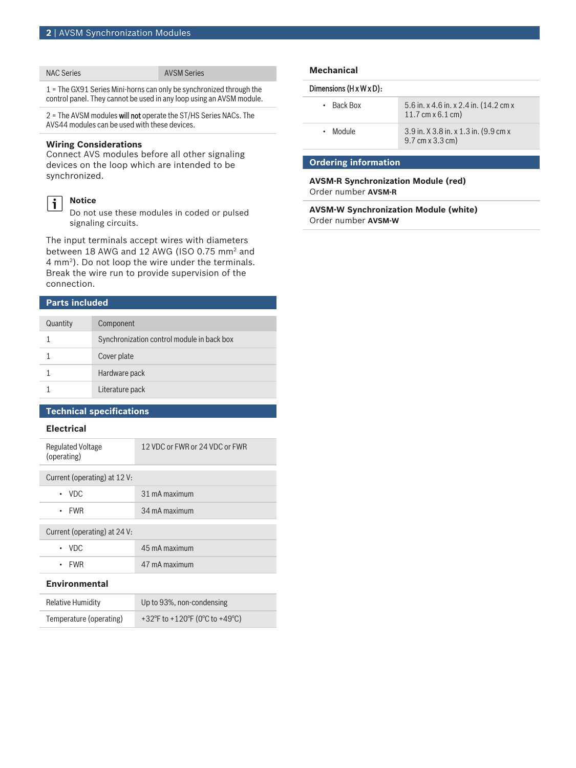| NAC Series | AVSM Series |
| --- | --- |

1 = The GX91 Series Mini-horns can only be synchronized through the control panel. They cannot be used in any loop using an AVSM module.

2 = The AVSM modules **will not** operate the ST/HS Series NACs. The AVS44 modules can be used with these devices.

### Wiring Considerations

Connect AVS modules before all other signaling devices on the loop which are intended to be synchronized.

> **Notice**
> Do not use these modules in coded or pulsed signaling circuits.

The input terminals accept wires with diameters between 18 AWG and 12 AWG (ISO 0.75 mm$^2$ and 4 mm$^2$). Do not loop the wire under the terminals. Break the wire run to provide supervision of the connection.

## Parts included

| Quantity | Component |
| --- | --- |
| 1 | Synchronization control module in back box |
| 1 | Cover plate |
| 1 | Hardware pack |
| 1 | Literature pack |

## Technical specifications

### Electrical

| | |
| --- | --- |
| Regulated Voltage (operating) | 12 VDC or FWR or 24 VDC or FWR |
| Current (operating) at 12 V: | |
| • VDC | 31 mA maximum |
| • FWR | 34 mA maximum |
| Current (operating) at 24 V: | |
| • VDC | 45 mA maximum |
| • FWR | 47 mA maximum |

### Environmental

| | |
| --- | --- |
| Relative Humidity | Up to 93%, non-condensing |
| Temperature (operating) | +32°F to +120°F (0°C to +49°C) |

### Mechanical

| Dimensions (H x W x D): | |
| --- | --- |
| • Back Box | 5.6 in. x 4.6 in. x 2.4 in. (14.2 cm x 11.7 cm x 6.1 cm) |
| • Module | 3.9 in. X 3.8 in. x 1.3 in. (9.9 cm x 9.7 cm x 3.3 cm) |

## Ordering information

**AVSM-R Synchronization Module (red)**
Order number **AVSM-R**

**AVSM-W Synchronization Module (white)**
Order number **AVSM-W**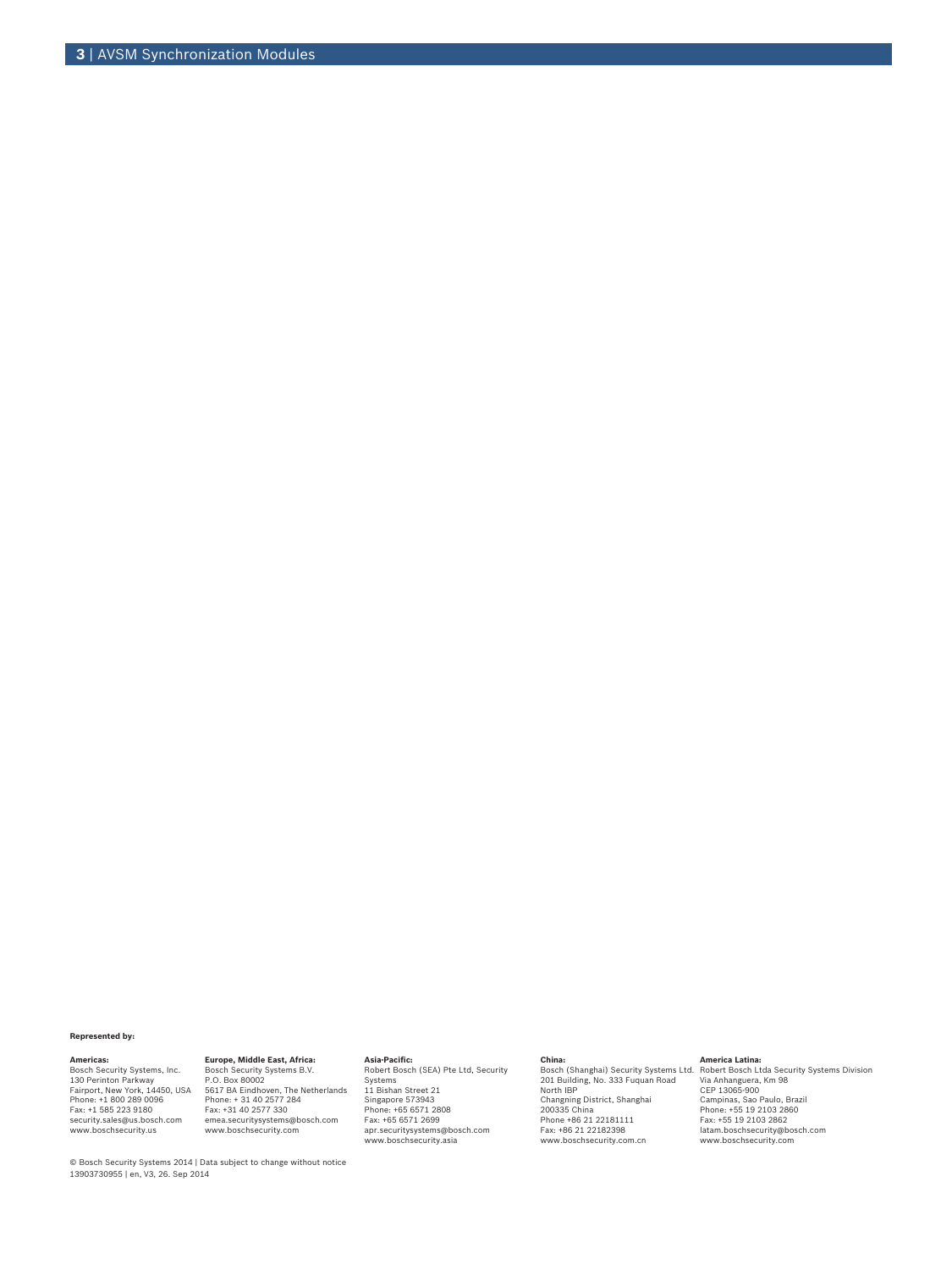**Represented by:**

**Americas:**
Bosch Security Systems, Inc.
130 Perinton Parkway
Fairport, New York, 14450, USA
Phone: +1 800 289 0096
Fax: +1 585 223 9180
security.sales@us.bosch.com
www.boschsecurity.us

**Europe, Middle East, Africa:**
Bosch Security Systems B.V.
P.O. Box 80002
5617 BA Eindhoven, The Netherlands
Phone: + 31 40 2577 284
Fax: +31 40 2577 330
emea.securitysystems@bosch.com
www.boschsecurity.com

**Asia-Pacific:**
Robert Bosch (SEA) Pte Ltd, Security Systems
11 Bishan Street 21
Singapore 573943
Phone: +65 6571 2808
Fax: +65 6571 2699
apr.securitysystems@bosch.com
www.boschsecurity.asia

**China:**
Bosch (Shanghai) Security Systems Ltd.
201 Building, No. 333 Fuquan Road
North IBP
Changning District, Shanghai
200335 China
Phone +86 21 22181111
Fax: +86 21 22182398
www.boschsecurity.com.cn

**America Latina:**
Robert Bosch Ltda Security Systems Division
Via Anhanguera, Km 98
CEP 13065-900
Campinas, Sao Paulo, Brazil
Phone: +55 19 2103 2860
Fax: +55 19 2103 2862
latam.boschsecurity@bosch.com
www.boschsecurity.com

© Bosch Security Systems 2014 | Data subject to change without notice
13903730955 | en, V3, 26. Sep 2014